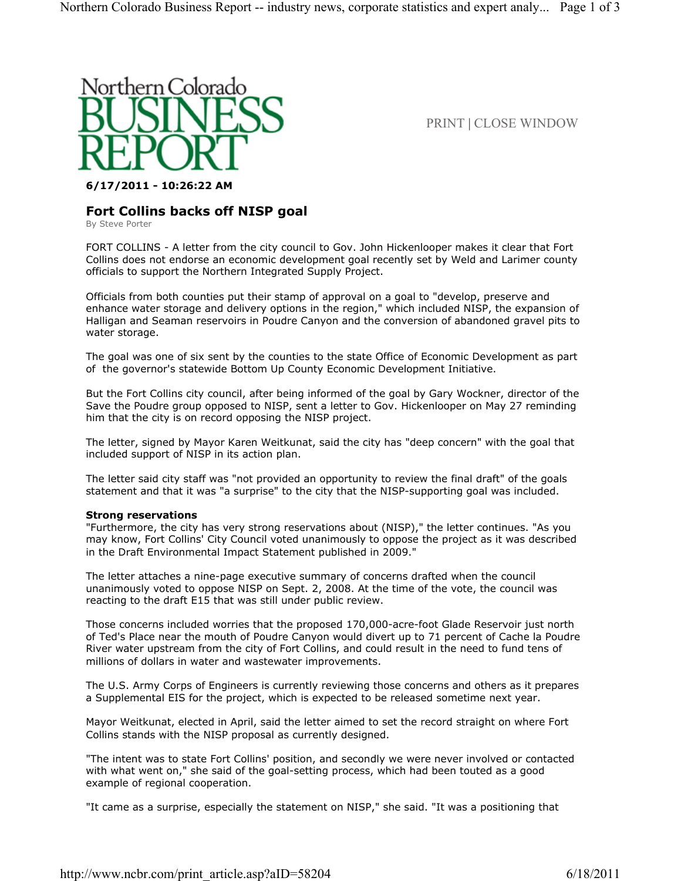Northern Colorado BUSINESS REPORT

PRINT | CLOSE WINDOW

**6/17/2011 - 10:26:22 AM**

## Fort Collins backs off NISP goal

By Steve Porter

FORT COLLINS - A letter from the city council to Gov. John Hickenlooper makes it clear that Fort Collins does not endorse an economic development goal recently set by Weld and Larimer county officials to support the Northern Integrated Supply Project.

Officials from both counties put their stamp of approval on a goal to "develop, preserve and enhance water storage and delivery options in the region," which included NISP, the expansion of Halligan and Seaman reservoirs in Poudre Canyon and the conversion of abandoned gravel pits to water storage.

The goal was one of six sent by the counties to the state Office of Economic Development as part of the governor's statewide Bottom Up County Economic Development Initiative.

But the Fort Collins city council, after being informed of the goal by Gary Wockner, director of the Save the Poudre group opposed to NISP, sent a letter to Gov. Hickenlooper on May 27 reminding him that the city is on record opposing the NISP project.

The letter, signed by Mayor Karen Weitkunat, said the city has "deep concern" with the goal that included support of NISP in its action plan.

The letter said city staff was "not provided an opportunity to review the final draft" of the goals statement and that it was "a surprise" to the city that the NISP-supporting goal was included.

**Strong reservations**

"Furthermore, the city has very strong reservations about (NISP)," the letter continues. "As you may know, Fort Collins' City Council voted unanimously to oppose the project as it was described in the Draft Environmental Impact Statement published in 2009."

The letter attaches a nine-page executive summary of concerns drafted when the council unanimously voted to oppose NISP on Sept. 2, 2008. At the time of the vote, the council was reacting to the draft E15 that was still under public review.

Those concerns included worries that the proposed 170,000-acre-foot Glade Reservoir just north of Ted's Place near the mouth of Poudre Canyon would divert up to 71 percent of Cache la Poudre River water upstream from the city of Fort Collins, and could result in the need to fund tens of millions of dollars in water and wastewater improvements.

The U.S. Army Corps of Engineers is currently reviewing those concerns and others as it prepares a Supplemental EIS for the project, which is expected to be released sometime next year.

Mayor Weitkunat, elected in April, said the letter aimed to set the record straight on where Fort Collins stands with the NISP proposal as currently designed.

"The intent was to state Fort Collins' position, and secondly we were never involved or contacted with what went on," she said of the goal-setting process, which had been touted as a good example of regional cooperation.

"It came as a surprise, especially the statement on NISP," she said. "It was a positioning that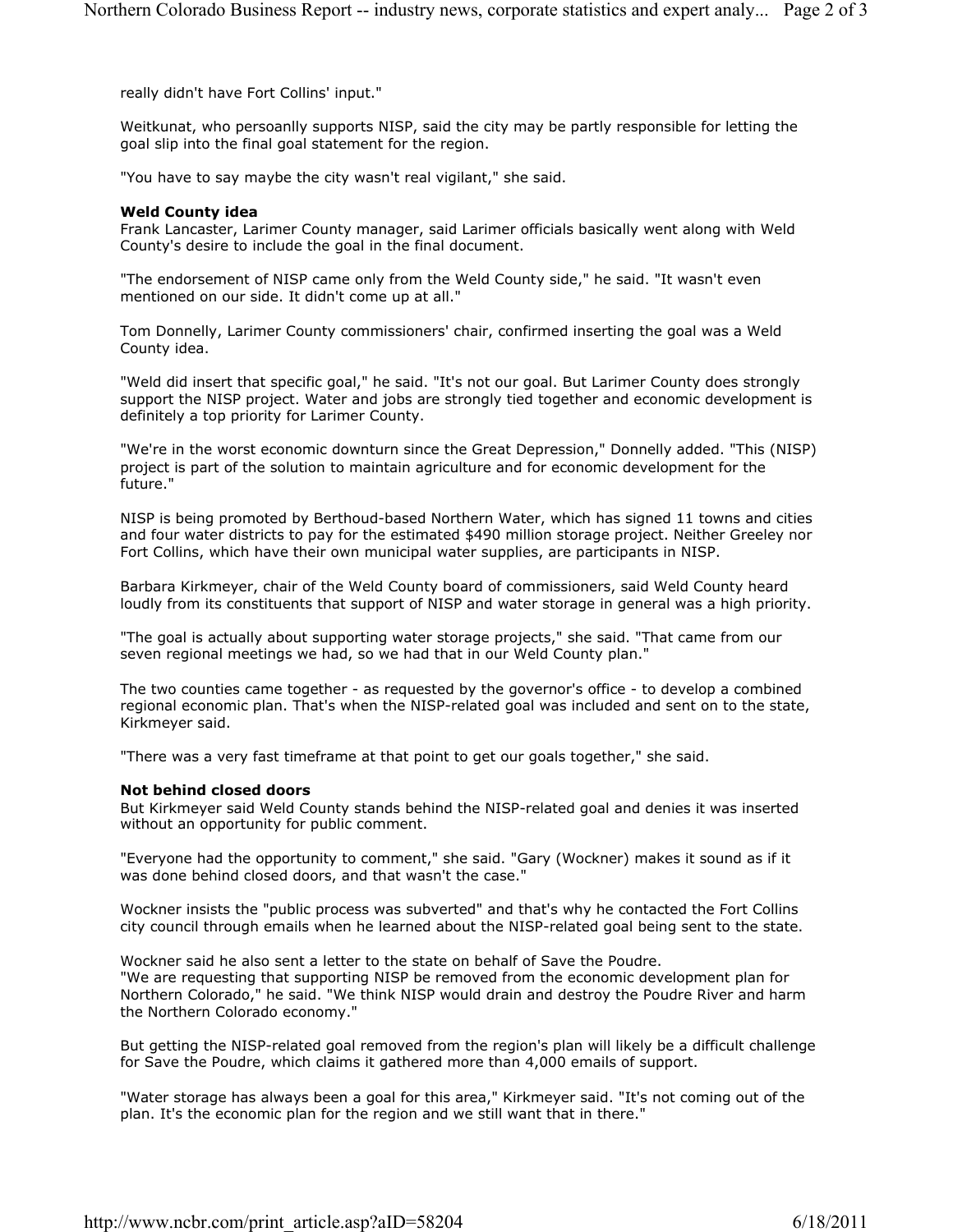really didn't have Fort Collins' input."

Weitkunat, who persoanlly supports NISP, said the city may be partly responsible for letting the goal slip into the final goal statement for the region.

"You have to say maybe the city wasn't real vigilant," she said.

**Weld County idea**

Frank Lancaster, Larimer County manager, said Larimer officials basically went along with Weld County's desire to include the goal in the final document.

"The endorsement of NISP came only from the Weld County side," he said. "It wasn't even mentioned on our side. It didn't come up at all."

Tom Donnelly, Larimer County commissioners' chair, confirmed inserting the goal was a Weld County idea.

"Weld did insert that specific goal," he said. "It's not our goal. But Larimer County does strongly support the NISP project. Water and jobs are strongly tied together and economic development is definitely a top priority for Larimer County.

"We're in the worst economic downturn since the Great Depression," Donnelly added. "This (NISP) project is part of the solution to maintain agriculture and for economic development for the future."

NISP is being promoted by Berthoud-based Northern Water, which has signed 11 towns and cities and four water districts to pay for the estimated $490 million storage project. Neither Greeley nor Fort Collins, which have their own municipal water supplies, are participants in NISP.

Barbara Kirkmeyer, chair of the Weld County board of commissioners, said Weld County heard loudly from its constituents that support of NISP and water storage in general was a high priority.

"The goal is actually about supporting water storage projects," she said. "That came from our seven regional meetings we had, so we had that in our Weld County plan."

The two counties came together - as requested by the governor's office - to develop a combined regional economic plan. That's when the NISP-related goal was included and sent on to the state, Kirkmeyer said.

"There was a very fast timeframe at that point to get our goals together," she said.

**Not behind closed doors**

But Kirkmeyer said Weld County stands behind the NISP-related goal and denies it was inserted without an opportunity for public comment.

"Everyone had the opportunity to comment," she said. "Gary (Wockner) makes it sound as if it was done behind closed doors, and that wasn't the case."

Wockner insists the "public process was subverted" and that's why he contacted the Fort Collins city council through emails when he learned about the NISP-related goal being sent to the state.

Wockner said he also sent a letter to the state on behalf of Save the Poudre.
"We are requesting that supporting NISP be removed from the economic development plan for Northern Colorado," he said. "We think NISP would drain and destroy the Poudre River and harm the Northern Colorado economy."

But getting the NISP-related goal removed from the region's plan will likely be a difficult challenge for Save the Poudre, which claims it gathered more than 4,000 emails of support.

"Water storage has always been a goal for this area," Kirkmeyer said. "It's not coming out of the plan. It's the economic plan for the region and we still want that in there."